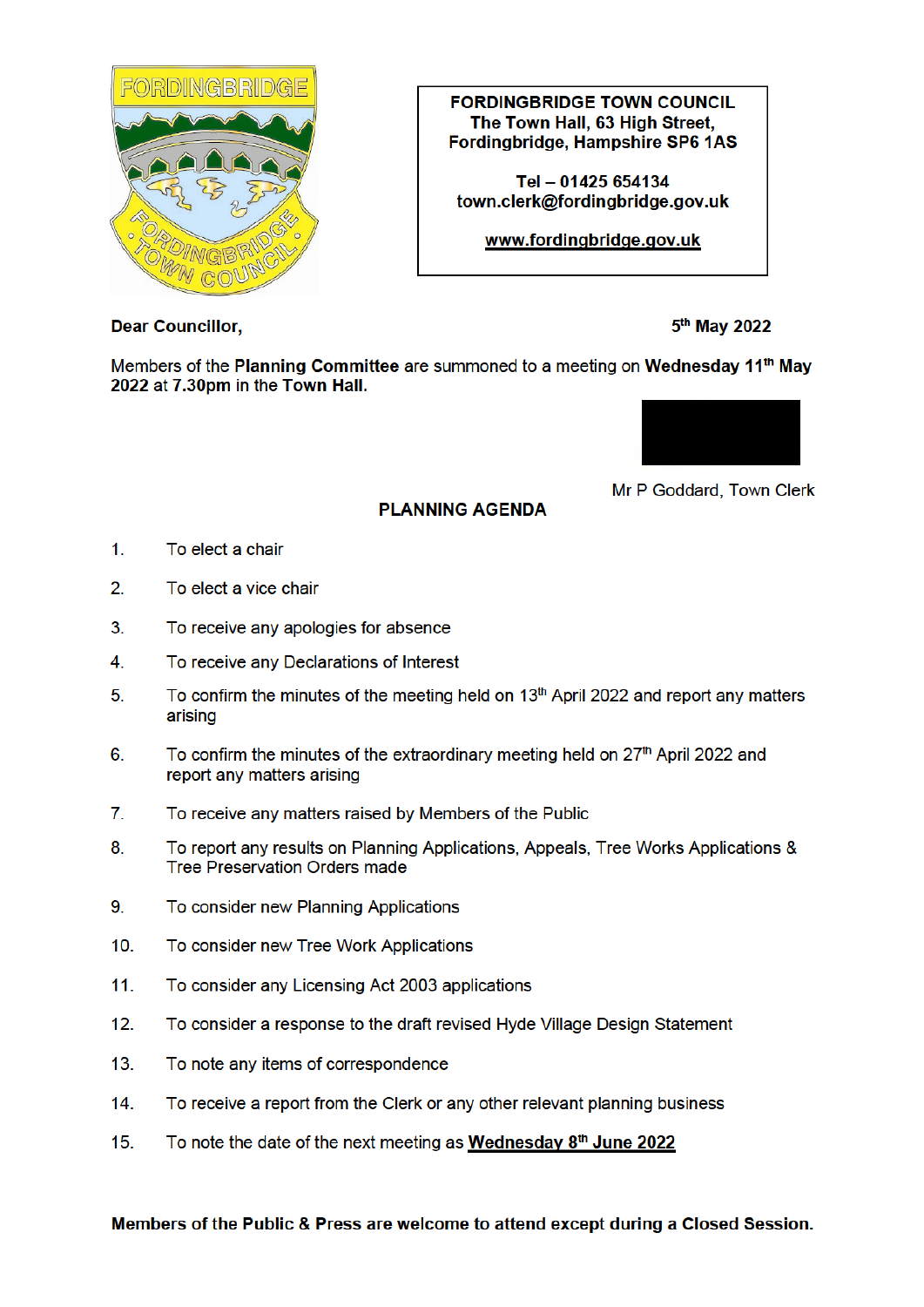FORDINGBRIDGE TOWN COUNCIL
The Town Hall, 63 High Street,
Fordingbridge, Hampshire SP6 1AS

Tel – 01425 654134
town.clerk@fordingbridge.gov.uk

www.fordingbridge.gov.uk

**Dear Councillor,** **5th May 2022**

Members of the **Planning Committee** are summoned to a meeting on **Wednesday 11th May 2022** at **7.30pm** in the **Town Hall.**

Mr P Goddard, Town Clerk

## PLANNING AGENDA

1. To elect a chair
2. To elect a vice chair
3. To receive any apologies for absence
4. To receive any Declarations of Interest
5. To confirm the minutes of the meeting held on 13th April 2022 and report any matters arising
6. To confirm the minutes of the extraordinary meeting held on 27th April 2022 and report any matters arising
7. To receive any matters raised by Members of the Public
8. To report any results on Planning Applications, Appeals, Tree Works Applications & Tree Preservation Orders made
9. To consider new Planning Applications
10. To consider new Tree Work Applications
11. To consider any Licensing Act 2003 applications
12. To consider a response to the draft revised Hyde Village Design Statement
13. To note any items of correspondence
14. To receive a report from the Clerk or any other relevant planning business
15. To note the date of the next meeting as **Wednesday 8th June 2022**

**Members of the Public & Press are welcome to attend except during a Closed Session.**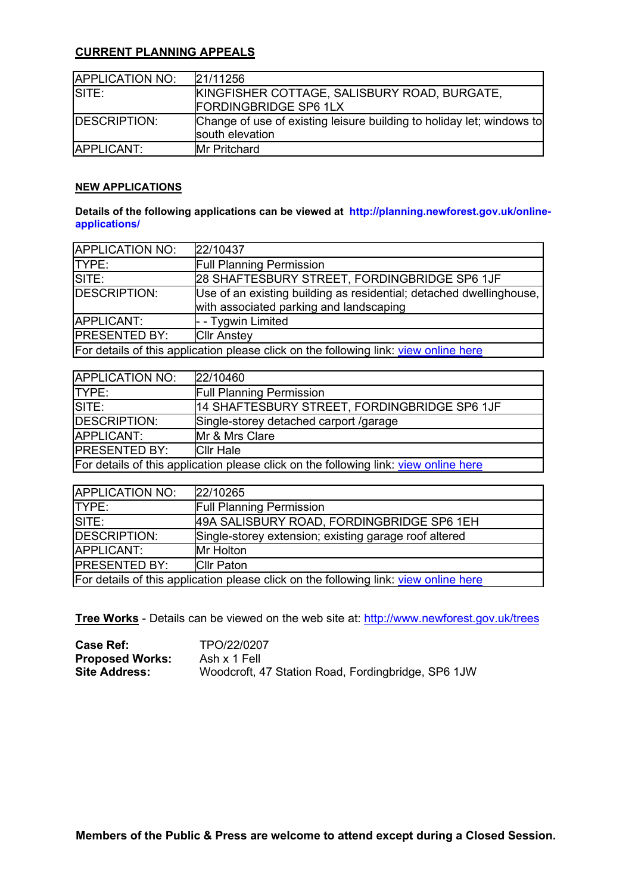## CURRENT PLANNING APPEALS

| | |
|---|---|
| APPLICATION NO: | 21/11256 |
| SITE: | KINGFISHER COTTAGE, SALISBURY ROAD, BURGATE, FORDINGBRIDGE SP6 1LX |
| DESCRIPTION: | Change of use of existing leisure building to holiday let; windows to south elevation |
| APPLICANT: | Mr Pritchard |

## NEW APPLICATIONS

**Details of the following applications can be viewed at http://planning.newforest.gov.uk/online-applications/**

| | |
|---|---|
| APPLICATION NO: | 22/10437 |
| TYPE: | Full Planning Permission |
| SITE: | 28 SHAFTESBURY STREET, FORDINGBRIDGE SP6 1JF |
| DESCRIPTION: | Use of an existing building as residential; detached dwellinghouse, with associated parking and landscaping |
| APPLICANT: | - - Tygwin Limited |
| PRESENTED BY: | Cllr Anstey |
| For details of this application please click on the following link: view online here | |

| | |
|---|---|
| APPLICATION NO: | 22/10460 |
| TYPE: | Full Planning Permission |
| SITE: | 14 SHAFTESBURY STREET, FORDINGBRIDGE SP6 1JF |
| DESCRIPTION: | Single-storey detached carport /garage |
| APPLICANT: | Mr & Mrs Clare |
| PRESENTED BY: | Cllr Hale |
| For details of this application please click on the following link: view online here | |

| | |
|---|---|
| APPLICATION NO: | 22/10265 |
| TYPE: | Full Planning Permission |
| SITE: | 49A SALISBURY ROAD, FORDINGBRIDGE SP6 1EH |
| DESCRIPTION: | Single-storey extension; existing garage roof altered |
| APPLICANT: | Mr Holton |
| PRESENTED BY: | Cllr Paton |
| For details of this application please click on the following link: view online here | |

**Tree Works** - Details can be viewed on the web site at: http://www.newforest.gov.uk/trees

**Case Ref:** TPO/22/0207
**Proposed Works:** Ash x 1 Fell
**Site Address:** Woodcroft, 47 Station Road, Fordingbridge, SP6 1JW

**Members of the Public & Press are welcome to attend except during a Closed Session.**